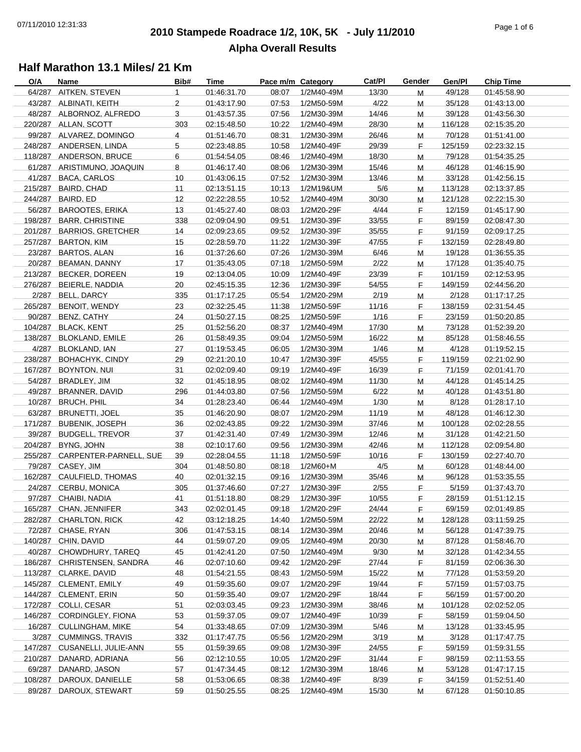# 2010 Stampede Roadrace 1/2, 10K, 5K - July 11/2010

## Alpha Overall Results

### Half Marathon 13.1 Miles/ 21 Km

| O/A | Name | Bib# | Time | Pace m/m | Category | Cat/Pl | Gender | Gen/Pl | Chip Time |
|---|---|---|---|---|---|---|---|---|---|
| 64/287 | AITKEN, STEVEN | 1 | 01:46:31.70 | 08:07 | 1/2M40-49M | 13/30 | M | 49/128 | 01:45:58.90 |
| 43/287 | ALBINATI, KEITH | 2 | 01:43:17.90 | 07:53 | 1/2M50-59M | 4/22 | M | 35/128 | 01:43:13.00 |
| 48/287 | ALBORNOZ, ALFREDO | 3 | 01:43:57.35 | 07:56 | 1/2M30-39M | 14/46 | M | 39/128 | 01:43:56.30 |
| 220/287 | ALLAN, SCOTT | 303 | 02:15:48.50 | 10:22 | 1/2M40-49M | 28/30 | M | 116/128 | 02:15:35.20 |
| 99/287 | ALVAREZ, DOMINGO | 4 | 01:51:46.70 | 08:31 | 1/2M30-39M | 26/46 | M | 70/128 | 01:51:41.00 |
| 248/287 | ANDERSEN, LINDA | 5 | 02:23:48.85 | 10:58 | 1/2M40-49F | 29/39 | F | 125/159 | 02:23:32.15 |
| 118/287 | ANDERSON, BRUCE | 6 | 01:54:54.05 | 08:46 | 1/2M40-49M | 18/30 | M | 79/128 | 01:54:35.25 |
| 61/287 | ARISTIMUNO, JOAQUIN | 8 | 01:46:17.40 | 08:06 | 1/2M30-39M | 15/46 | M | 46/128 | 01:46:15.90 |
| 41/287 | BACA, CARLOS | 10 | 01:43:06.15 | 07:52 | 1/2M30-39M | 13/46 | M | 33/128 | 01:42:56.15 |
| 215/287 | BAIRD, CHAD | 11 | 02:13:51.15 | 10:13 | 1/2M19&UM | 5/6 | M | 113/128 | 02:13:37.85 |
| 244/287 | BAIRD, ED | 12 | 02:22:28.55 | 10:52 | 1/2M40-49M | 30/30 | M | 121/128 | 02:22:15.30 |
| 56/287 | BAROOTES, ERIKA | 13 | 01:45:27.40 | 08:03 | 1/2M20-29F | 4/44 | F | 12/159 | 01:45:17.90 |
| 198/287 | BARR, CHRISTINE | 338 | 02:09:04.90 | 09:51 | 1/2M30-39F | 33/55 | F | 89/159 | 02:08:47.30 |
| 201/287 | BARRIOS, GRETCHER | 14 | 02:09:23.65 | 09:52 | 1/2M30-39F | 35/55 | F | 91/159 | 02:09:17.25 |
| 257/287 | BARTON, KIM | 15 | 02:28:59.70 | 11:22 | 1/2M30-39F | 47/55 | F | 132/159 | 02:28:49.80 |
| 23/287 | BARTOS, ALAN | 16 | 01:37:26.60 | 07:26 | 1/2M30-39M | 6/46 | M | 19/128 | 01:36:55.35 |
| 20/287 | BEAMAN, DANNY | 17 | 01:35:43.05 | 07:18 | 1/2M50-59M | 2/22 | M | 17/128 | 01:35:40.75 |
| 213/287 | BECKER, DOREEN | 19 | 02:13:04.05 | 10:09 | 1/2M40-49F | 23/39 | F | 101/159 | 02:12:53.95 |
| 276/287 | BEIERLE, NADDIA | 20 | 02:45:15.35 | 12:36 | 1/2M30-39F | 54/55 | F | 149/159 | 02:44:56.20 |
| 2/287 | BELL, DARCY | 335 | 01:17:17.25 | 05:54 | 1/2M20-29M | 2/19 | M | 2/128 | 01:17:17.25 |
| 265/287 | BENOIT, WENDY | 23 | 02:32:25.45 | 11:38 | 1/2M50-59F | 11/16 | F | 138/159 | 02:31:54.45 |
| 90/287 | BENZ, CATHY | 24 | 01:50:27.15 | 08:25 | 1/2M50-59F | 1/16 | F | 23/159 | 01:50:20.85 |
| 104/287 | BLACK, KENT | 25 | 01:52:56.20 | 08:37 | 1/2M40-49M | 17/30 | M | 73/128 | 01:52:39.20 |
| 138/287 | BLOKLAND, EMILE | 26 | 01:58:49.35 | 09:04 | 1/2M50-59M | 16/22 | M | 85/128 | 01:58:46.55 |
| 4/287 | BLOKLAND, IAN | 27 | 01:19:53.45 | 06:05 | 1/2M30-39M | 1/46 | M | 4/128 | 01:19:52.15 |
| 238/287 | BOHACHYK, CINDY | 29 | 02:21:20.10 | 10:47 | 1/2M30-39F | 45/55 | F | 119/159 | 02:21:02.90 |
| 167/287 | BOYNTON, NUI | 31 | 02:02:09.40 | 09:19 | 1/2M40-49F | 16/39 | F | 71/159 | 02:01:41.70 |
| 54/287 | BRADLEY, JIM | 32 | 01:45:18.95 | 08:02 | 1/2M40-49M | 11/30 | M | 44/128 | 01:45:14.25 |
| 49/287 | BRANNER, DAVID | 296 | 01:44:03.80 | 07:56 | 1/2M50-59M | 6/22 | M | 40/128 | 01:43:51.80 |
| 10/287 | BRUCH, PHIL | 34 | 01:28:23.40 | 06:44 | 1/2M40-49M | 1/30 | M | 8/128 | 01:28:17.10 |
| 63/287 | BRUNETTI, JOEL | 35 | 01:46:20.90 | 08:07 | 1/2M20-29M | 11/19 | M | 48/128 | 01:46:12.30 |
| 171/287 | BUBENIK, JOSEPH | 36 | 02:02:43.85 | 09:22 | 1/2M30-39M | 37/46 | M | 100/128 | 02:02:28.55 |
| 39/287 | BUDGELL, TREVOR | 37 | 01:42:31.40 | 07:49 | 1/2M30-39M | 12/46 | M | 31/128 | 01:42:21.50 |
| 204/287 | BYNG, JOHN | 38 | 02:10:17.60 | 09:56 | 1/2M30-39M | 42/46 | M | 112/128 | 02:09:54.80 |
| 255/287 | CARPENTER-PARNELL, SUE | 39 | 02:28:04.55 | 11:18 | 1/2M50-59F | 10/16 | F | 130/159 | 02:27:40.70 |
| 79/287 | CASEY, JIM | 304 | 01:48:50.80 | 08:18 | 1/2M60+M | 4/5 | M | 60/128 | 01:48:44.00 |
| 162/287 | CAULFIELD, THOMAS | 40 | 02:01:32.15 | 09:16 | 1/2M30-39M | 35/46 | M | 96/128 | 01:53:35.55 |
| 24/287 | CERBU, MONICA | 305 | 01:37:46.60 | 07:27 | 1/2M30-39F | 2/55 | F | 5/159 | 01:37:43.70 |
| 97/287 | CHAIBI, NADIA | 41 | 01:51:18.80 | 08:29 | 1/2M30-39F | 10/55 | F | 28/159 | 01:51:12.15 |
| 165/287 | CHAN, JENNIFER | 343 | 02:02:01.45 | 09:18 | 1/2M20-29F | 24/44 | F | 69/159 | 02:01:49.85 |
| 282/287 | CHARLTON, RICK | 42 | 03:12:18.25 | 14:40 | 1/2M50-59M | 22/22 | M | 128/128 | 03:11:59.25 |
| 72/287 | CHASE, RYAN | 306 | 01:47:53.15 | 08:14 | 1/2M30-39M | 20/46 | M | 56/128 | 01:47:39.75 |
| 140/287 | CHIN, DAVID | 44 | 01:59:07.20 | 09:05 | 1/2M40-49M | 20/30 | M | 87/128 | 01:58:46.70 |
| 40/287 | CHOWDHURY, TAREQ | 45 | 01:42:41.20 | 07:50 | 1/2M40-49M | 9/30 | M | 32/128 | 01:42:34.55 |
| 186/287 | CHRISTENSEN, SANDRA | 46 | 02:07:10.60 | 09:42 | 1/2M20-29F | 27/44 | F | 81/159 | 02:06:36.30 |
| 113/287 | CLARKE, DAVID | 48 | 01:54:21.55 | 08:43 | 1/2M50-59M | 15/22 | M | 77/128 | 01:53:59.20 |
| 145/287 | CLEMENT, EMILY | 49 | 01:59:35.60 | 09:07 | 1/2M20-29F | 19/44 | F | 57/159 | 01:57:03.75 |
| 144/287 | CLEMENT, ERIN | 50 | 01:59:35.40 | 09:07 | 1/2M20-29F | 18/44 | F | 56/159 | 01:57:00.20 |
| 172/287 | COLLI, CESAR | 51 | 02:03:03.45 | 09:23 | 1/2M30-39M | 38/46 | M | 101/128 | 02:02:52.05 |
| 146/287 | CORDINGLEY, FIONA | 53 | 01:59:37.05 | 09:07 | 1/2M40-49F | 10/39 | F | 58/159 | 01:59:04.50 |
| 16/287 | CULLINGHAM, MIKE | 54 | 01:33:48.65 | 07:09 | 1/2M30-39M | 5/46 | M | 13/128 | 01:33:45.95 |
| 3/287 | CUMMINGS, TRAVIS | 332 | 01:17:47.75 | 05:56 | 1/2M20-29M | 3/19 | M | 3/128 | 01:17:47.75 |
| 147/287 | CUSANELLI, JULIE-ANN | 55 | 01:59:39.65 | 09:08 | 1/2M30-39F | 24/55 | F | 59/159 | 01:59:31.55 |
| 210/287 | DANARD, ADRIANA | 56 | 02:12:10.55 | 10:05 | 1/2M20-29F | 31/44 | F | 98/159 | 02:11:53.55 |
| 69/287 | DANARD, JASON | 57 | 01:47:34.45 | 08:12 | 1/2M30-39M | 18/46 | M | 53/128 | 01:47:17.15 |
| 108/287 | DAROUX, DANIELLE | 58 | 01:53:06.65 | 08:38 | 1/2M40-49F | 8/39 | F | 34/159 | 01:52:51.40 |
| 89/287 | DAROUX, STEWART | 59 | 01:50:25.55 | 08:25 | 1/2M40-49M | 15/30 | M | 67/128 | 01:50:10.85 |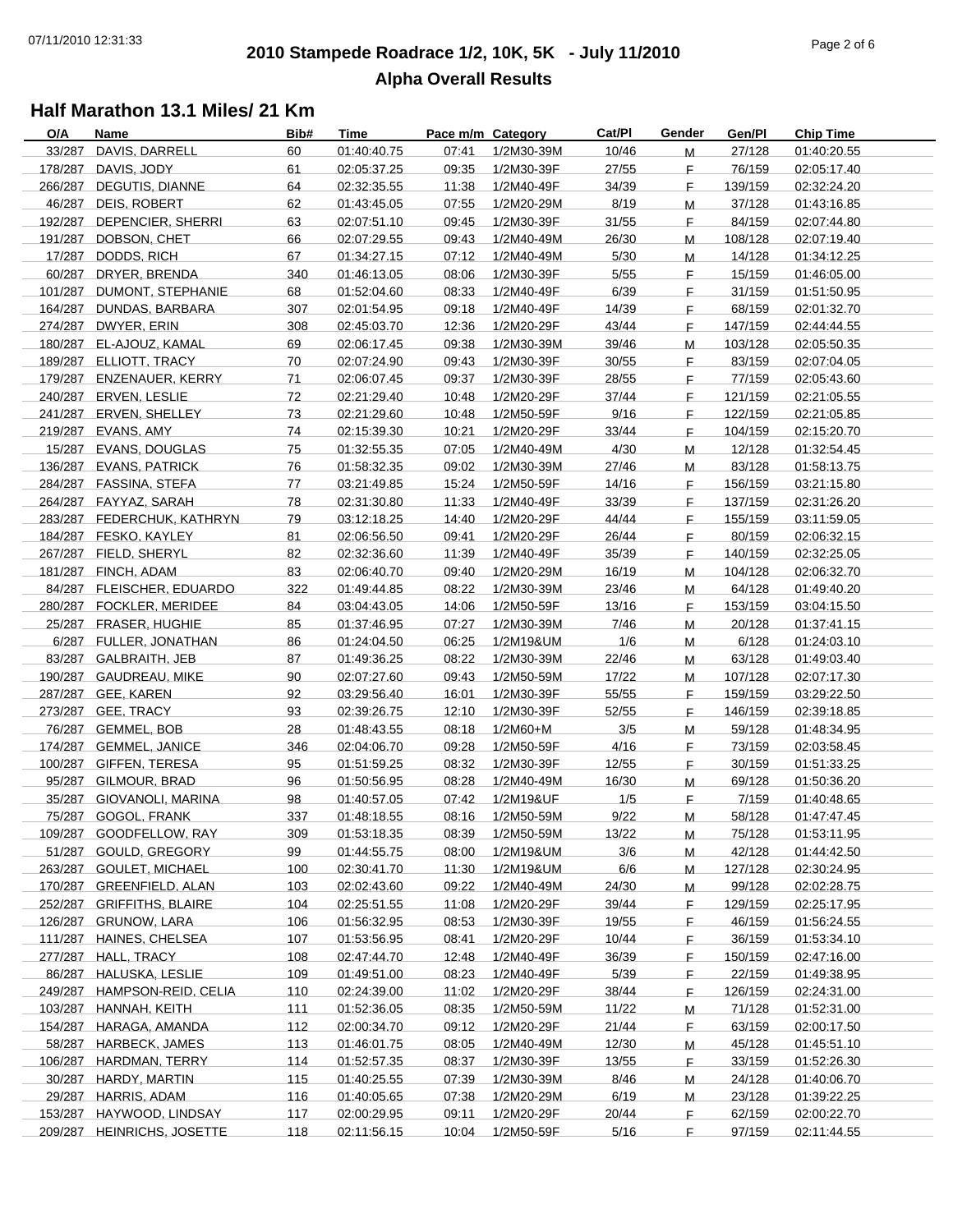# 2010 Stampede Roadrace 1/2, 10K, 5K - July 11/2010

## Alpha Overall Results

### Half Marathon 13.1 Miles/ 21 Km

| O/A | Name | Bib# | Time | Pace m/m | Category | Cat/Pl | Gender | Gen/Pl | Chip Time |
|---|---|---|---|---|---|---|---|---|---|
| 33/287 | DAVIS, DARRELL | 60 | 01:40:40.75 | 07:41 | 1/2M30-39M | 10/46 | M | 27/128 | 01:40:20.55 |
| 178/287 | DAVIS, JODY | 61 | 02:05:37.25 | 09:35 | 1/2M30-39F | 27/55 | F | 76/159 | 02:05:17.40 |
| 266/287 | DEGUTIS, DIANNE | 64 | 02:32:35.55 | 11:38 | 1/2M40-49F | 34/39 | F | 139/159 | 02:32:24.20 |
| 46/287 | DEIS, ROBERT | 62 | 01:43:45.05 | 07:55 | 1/2M20-29M | 8/19 | M | 37/128 | 01:43:16.85 |
| 192/287 | DEPENCIER, SHERRI | 63 | 02:07:51.10 | 09:45 | 1/2M30-39F | 31/55 | F | 84/159 | 02:07:44.80 |
| 191/287 | DOBSON, CHET | 66 | 02:07:29.55 | 09:43 | 1/2M40-49M | 26/30 | M | 108/128 | 02:07:19.40 |
| 17/287 | DODDS, RICH | 67 | 01:34:27.15 | 07:12 | 1/2M40-49M | 5/30 | M | 14/128 | 01:34:12.25 |
| 60/287 | DRYER, BRENDA | 340 | 01:46:13.05 | 08:06 | 1/2M30-39F | 5/55 | F | 15/159 | 01:46:05.00 |
| 101/287 | DUMONT, STEPHANIE | 68 | 01:52:04.60 | 08:33 | 1/2M40-49F | 6/39 | F | 31/159 | 01:51:50.95 |
| 164/287 | DUNDAS, BARBARA | 307 | 02:01:54.95 | 09:18 | 1/2M40-49F | 14/39 | F | 68/159 | 02:01:32.70 |
| 274/287 | DWYER, ERIN | 308 | 02:45:03.70 | 12:36 | 1/2M20-29F | 43/44 | F | 147/159 | 02:44:44.55 |
| 180/287 | EL-AJOUZ, KAMAL | 69 | 02:06:17.45 | 09:38 | 1/2M30-39M | 39/46 | M | 103/128 | 02:05:50.35 |
| 189/287 | ELLIOTT, TRACY | 70 | 02:07:24.90 | 09:43 | 1/2M30-39F | 30/55 | F | 83/159 | 02:07:04.05 |
| 179/287 | ENZENAUER, KERRY | 71 | 02:06:07.45 | 09:37 | 1/2M30-39F | 28/55 | F | 77/159 | 02:05:43.60 |
| 240/287 | ERVEN, LESLIE | 72 | 02:21:29.40 | 10:48 | 1/2M20-29F | 37/44 | F | 121/159 | 02:21:05.55 |
| 241/287 | ERVEN, SHELLEY | 73 | 02:21:29.60 | 10:48 | 1/2M50-59F | 9/16 | F | 122/159 | 02:21:05.85 |
| 219/287 | EVANS, AMY | 74 | 02:15:39.30 | 10:21 | 1/2M20-29F | 33/44 | F | 104/159 | 02:15:20.70 |
| 15/287 | EVANS, DOUGLAS | 75 | 01:32:55.35 | 07:05 | 1/2M40-49M | 4/30 | M | 12/128 | 01:32:54.45 |
| 136/287 | EVANS, PATRICK | 76 | 01:58:32.35 | 09:02 | 1/2M30-39M | 27/46 | M | 83/128 | 01:58:13.75 |
| 284/287 | FASSINA, STEFA | 77 | 03:21:49.85 | 15:24 | 1/2M50-59F | 14/16 | F | 156/159 | 03:21:15.80 |
| 264/287 | FAYYAZ, SARAH | 78 | 02:31:30.80 | 11:33 | 1/2M40-49F | 33/39 | F | 137/159 | 02:31:26.20 |
| 283/287 | FEDERCHUK, KATHRYN | 79 | 03:12:18.25 | 14:40 | 1/2M20-29F | 44/44 | F | 155/159 | 03:11:59.05 |
| 184/287 | FESKO, KAYLEY | 81 | 02:06:56.50 | 09:41 | 1/2M20-29F | 26/44 | F | 80/159 | 02:06:32.15 |
| 267/287 | FIELD, SHERYL | 82 | 02:32:36.60 | 11:39 | 1/2M40-49F | 35/39 | F | 140/159 | 02:32:25.05 |
| 181/287 | FINCH, ADAM | 83 | 02:06:40.70 | 09:40 | 1/2M20-29M | 16/19 | M | 104/128 | 02:06:32.70 |
| 84/287 | FLEISCHER, EDUARDO | 322 | 01:49:44.85 | 08:22 | 1/2M30-39M | 23/46 | M | 64/128 | 01:49:40.20 |
| 280/287 | FOCKLER, MERIDEE | 84 | 03:04:43.05 | 14:06 | 1/2M50-59F | 13/16 | F | 153/159 | 03:04:15.50 |
| 25/287 | FRASER, HUGHIE | 85 | 01:37:46.95 | 07:27 | 1/2M30-39M | 7/46 | M | 20/128 | 01:37:41.15 |
| 6/287 | FULLER, JONATHAN | 86 | 01:24:04.50 | 06:25 | 1/2M19&UM | 1/6 | M | 6/128 | 01:24:03.10 |
| 83/287 | GALBRAITH, JEB | 87 | 01:49:36.25 | 08:22 | 1/2M30-39M | 22/46 | M | 63/128 | 01:49:03.40 |
| 190/287 | GAUDREAU, MIKE | 90 | 02:07:27.60 | 09:43 | 1/2M50-59M | 17/22 | M | 107/128 | 02:07:17.30 |
| 287/287 | GEE, KAREN | 92 | 03:29:56.40 | 16:01 | 1/2M30-39F | 55/55 | F | 159/159 | 03:29:22.50 |
| 273/287 | GEE, TRACY | 93 | 02:39:26.75 | 12:10 | 1/2M30-39F | 52/55 | F | 146/159 | 02:39:18.85 |
| 76/287 | GEMMEL, BOB | 28 | 01:48:43.55 | 08:18 | 1/2M60+M | 3/5 | M | 59/128 | 01:48:34.95 |
| 174/287 | GEMMEL, JANICE | 346 | 02:04:06.70 | 09:28 | 1/2M50-59F | 4/16 | F | 73/159 | 02:03:58.45 |
| 100/287 | GIFFEN, TERESA | 95 | 01:51:59.25 | 08:32 | 1/2M30-39F | 12/55 | F | 30/159 | 01:51:33.25 |
| 95/287 | GILMOUR, BRAD | 96 | 01:50:56.95 | 08:28 | 1/2M40-49M | 16/30 | M | 69/128 | 01:50:36.20 |
| 35/287 | GIOVANOLI, MARINA | 98 | 01:40:57.05 | 07:42 | 1/2M19&UF | 1/5 | F | 7/159 | 01:40:48.65 |
| 75/287 | GOGOL, FRANK | 337 | 01:48:18.55 | 08:16 | 1/2M50-59M | 9/22 | M | 58/128 | 01:47:47.45 |
| 109/287 | GOODFELLOW, RAY | 309 | 01:53:18.35 | 08:39 | 1/2M50-59M | 13/22 | M | 75/128 | 01:53:11.95 |
| 51/287 | GOULD, GREGORY | 99 | 01:44:55.75 | 08:00 | 1/2M19&UM | 3/6 | M | 42/128 | 01:44:42.50 |
| 263/287 | GOULET, MICHAEL | 100 | 02:30:41.70 | 11:30 | 1/2M19&UM | 6/6 | M | 127/128 | 02:30:24.95 |
| 170/287 | GREENFIELD, ALAN | 103 | 02:02:43.60 | 09:22 | 1/2M40-49M | 24/30 | M | 99/128 | 02:02:28.75 |
| 252/287 | GRIFFITHS, BLAIRE | 104 | 02:25:51.55 | 11:08 | 1/2M20-29F | 39/44 | F | 129/159 | 02:25:17.95 |
| 126/287 | GRUNOW, LARA | 106 | 01:56:32.95 | 08:53 | 1/2M30-39F | 19/55 | F | 46/159 | 01:56:24.55 |
| 111/287 | HAINES, CHELSEA | 107 | 01:53:56.95 | 08:41 | 1/2M20-29F | 10/44 | F | 36/159 | 01:53:34.10 |
| 277/287 | HALL, TRACY | 108 | 02:47:44.70 | 12:48 | 1/2M40-49F | 36/39 | F | 150/159 | 02:47:16.00 |
| 86/287 | HALUSKA, LESLIE | 109 | 01:49:51.00 | 08:23 | 1/2M40-49F | 5/39 | F | 22/159 | 01:49:38.95 |
| 249/287 | HAMPSON-REID, CELIA | 110 | 02:24:39.00 | 11:02 | 1/2M20-29F | 38/44 | F | 126/159 | 02:24:31.00 |
| 103/287 | HANNAH, KEITH | 111 | 01:52:36.05 | 08:35 | 1/2M50-59M | 11/22 | M | 71/128 | 01:52:31.00 |
| 154/287 | HARAGA, AMANDA | 112 | 02:00:34.70 | 09:12 | 1/2M20-29F | 21/44 | F | 63/159 | 02:00:17.50 |
| 58/287 | HARBECK, JAMES | 113 | 01:46:01.75 | 08:05 | 1/2M40-49M | 12/30 | M | 45/128 | 01:45:51.10 |
| 106/287 | HARDMAN, TERRY | 114 | 01:52:57.35 | 08:37 | 1/2M30-39F | 13/55 | F | 33/159 | 01:52:26.30 |
| 30/287 | HARDY, MARTIN | 115 | 01:40:25.55 | 07:39 | 1/2M30-39M | 8/46 | M | 24/128 | 01:40:06.70 |
| 29/287 | HARRIS, ADAM | 116 | 01:40:05.65 | 07:38 | 1/2M20-29M | 6/19 | M | 23/128 | 01:39:22.25 |
| 153/287 | HAYWOOD, LINDSAY | 117 | 02:00:29.95 | 09:11 | 1/2M20-29F | 20/44 | F | 62/159 | 02:00:22.70 |
| 209/287 | HEINRICHS, JOSETTE | 118 | 02:11:56.15 | 10:04 | 1/2M50-59F | 5/16 | F | 97/159 | 02:11:44.55 |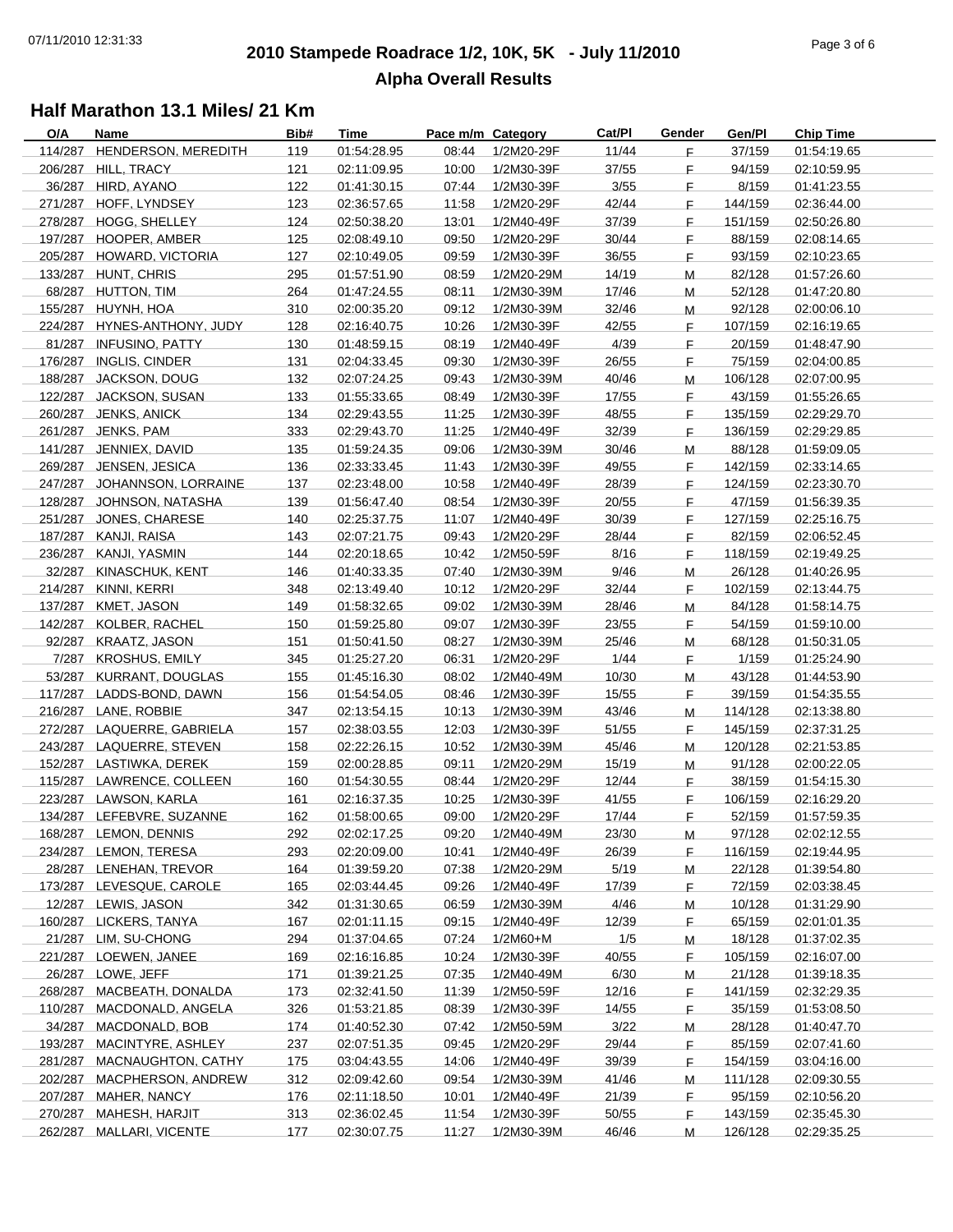# 2010 Stampede Roadrace 1/2, 10K, 5K - July 11/2010

## Alpha Overall Results

### Half Marathon 13.1 Miles/ 21 Km

| O/A | Name | Bib# | Time | Pace m/m | Category | Cat/Pl | Gender | Gen/Pl | Chip Time |
|---|---|---|---|---|---|---|---|---|---|
| 114/287 | HENDERSON, MEREDITH | 119 | 01:54:28.95 | 08:44 | 1/2M20-29F | 11/44 | F | 37/159 | 01:54:19.65 |
| 206/287 | HILL, TRACY | 121 | 02:11:09.95 | 10:00 | 1/2M30-39F | 37/55 | F | 94/159 | 02:10:59.95 |
| 36/287 | HIRD, AYANO | 122 | 01:41:30.15 | 07:44 | 1/2M30-39F | 3/55 | F | 8/159 | 01:41:23.55 |
| 271/287 | HOFF, LYNDSEY | 123 | 02:36:57.65 | 11:58 | 1/2M20-29F | 42/44 | F | 144/159 | 02:36:44.00 |
| 278/287 | HOGG, SHELLEY | 124 | 02:50:38.20 | 13:01 | 1/2M40-49F | 37/39 | F | 151/159 | 02:50:26.80 |
| 197/287 | HOOPER, AMBER | 125 | 02:08:49.10 | 09:50 | 1/2M20-29F | 30/44 | F | 88/159 | 02:08:14.65 |
| 205/287 | HOWARD, VICTORIA | 127 | 02:10:49.05 | 09:59 | 1/2M30-39F | 36/55 | F | 93/159 | 02:10:23.65 |
| 133/287 | HUNT, CHRIS | 295 | 01:57:51.90 | 08:59 | 1/2M20-29M | 14/19 | M | 82/128 | 01:57:26.60 |
| 68/287 | HUTTON, TIM | 264 | 01:47:24.55 | 08:11 | 1/2M30-39M | 17/46 | M | 52/128 | 01:47:20.80 |
| 155/287 | HUYNH, HOA | 310 | 02:00:35.20 | 09:12 | 1/2M30-39M | 32/46 | M | 92/128 | 02:00:06.10 |
| 224/287 | HYNES-ANTHONY, JUDY | 128 | 02:16:40.75 | 10:26 | 1/2M30-39F | 42/55 | F | 107/159 | 02:16:19.65 |
| 81/287 | INFUSINO, PATTY | 130 | 01:48:59.15 | 08:19 | 1/2M40-49F | 4/39 | F | 20/159 | 01:48:47.90 |
| 176/287 | INGLIS, CINDER | 131 | 02:04:33.45 | 09:30 | 1/2M30-39F | 26/55 | F | 75/159 | 02:04:00.85 |
| 188/287 | JACKSON, DOUG | 132 | 02:07:24.25 | 09:43 | 1/2M30-39M | 40/46 | M | 106/128 | 02:07:00.95 |
| 122/287 | JACKSON, SUSAN | 133 | 01:55:33.65 | 08:49 | 1/2M30-39F | 17/55 | F | 43/159 | 01:55:26.65 |
| 260/287 | JENKS, ANICK | 134 | 02:29:43.55 | 11:25 | 1/2M30-39F | 48/55 | F | 135/159 | 02:29:29.70 |
| 261/287 | JENKS, PAM | 333 | 02:29:43.70 | 11:25 | 1/2M40-49F | 32/39 | F | 136/159 | 02:29:29.85 |
| 141/287 | JENNIEX, DAVID | 135 | 01:59:24.35 | 09:06 | 1/2M30-39M | 30/46 | M | 88/128 | 01:59:09.05 |
| 269/287 | JENSEN, JESICA | 136 | 02:33:33.45 | 11:43 | 1/2M30-39F | 49/55 | F | 142/159 | 02:33:14.65 |
| 247/287 | JOHANNSON, LORRAINE | 137 | 02:23:48.00 | 10:58 | 1/2M40-49F | 28/39 | F | 124/159 | 02:23:30.70 |
| 128/287 | JOHNSON, NATASHA | 139 | 01:56:47.40 | 08:54 | 1/2M30-39F | 20/55 | F | 47/159 | 01:56:39.35 |
| 251/287 | JONES, CHARESE | 140 | 02:25:37.75 | 11:07 | 1/2M40-49F | 30/39 | F | 127/159 | 02:25:16.75 |
| 187/287 | KANJI, RAISA | 143 | 02:07:21.75 | 09:43 | 1/2M20-29F | 28/44 | F | 82/159 | 02:06:52.45 |
| 236/287 | KANJI, YASMIN | 144 | 02:20:18.65 | 10:42 | 1/2M50-59F | 8/16 | F | 118/159 | 02:19:49.25 |
| 32/287 | KINASCHUK, KENT | 146 | 01:40:33.35 | 07:40 | 1/2M30-39M | 9/46 | M | 26/128 | 01:40:26.95 |
| 214/287 | KINNI, KERRI | 348 | 02:13:49.40 | 10:12 | 1/2M20-29F | 32/44 | F | 102/159 | 02:13:44.75 |
| 137/287 | KMET, JASON | 149 | 01:58:32.65 | 09:02 | 1/2M30-39M | 28/46 | M | 84/128 | 01:58:14.75 |
| 142/287 | KOLBER, RACHEL | 150 | 01:59:25.80 | 09:07 | 1/2M30-39F | 23/55 | F | 54/159 | 01:59:10.00 |
| 92/287 | KRAATZ, JASON | 151 | 01:50:41.50 | 08:27 | 1/2M30-39M | 25/46 | M | 68/128 | 01:50:31.05 |
| 7/287 | KROSHUS, EMILY | 345 | 01:25:27.20 | 06:31 | 1/2M20-29F | 1/44 | F | 1/159 | 01:25:24.90 |
| 53/287 | KURRANT, DOUGLAS | 155 | 01:45:16.30 | 08:02 | 1/2M40-49M | 10/30 | M | 43/128 | 01:44:53.90 |
| 117/287 | LADDS-BOND, DAWN | 156 | 01:54:54.05 | 08:46 | 1/2M30-39F | 15/55 | F | 39/159 | 01:54:35.55 |
| 216/287 | LANE, ROBBIE | 347 | 02:13:54.15 | 10:13 | 1/2M30-39M | 43/46 | M | 114/128 | 02:13:38.80 |
| 272/287 | LAQUERRE, GABRIELA | 157 | 02:38:03.55 | 12:03 | 1/2M30-39F | 51/55 | F | 145/159 | 02:37:31.25 |
| 243/287 | LAQUERRE, STEVEN | 158 | 02:22:26.15 | 10:52 | 1/2M30-39M | 45/46 | M | 120/128 | 02:21:53.85 |
| 152/287 | LASTIWKA, DEREK | 159 | 02:00:28.85 | 09:11 | 1/2M20-29M | 15/19 | M | 91/128 | 02:00:22.05 |
| 115/287 | LAWRENCE, COLLEEN | 160 | 01:54:30.55 | 08:44 | 1/2M20-29F | 12/44 | F | 38/159 | 01:54:15.30 |
| 223/287 | LAWSON, KARLA | 161 | 02:16:37.35 | 10:25 | 1/2M30-39F | 41/55 | F | 106/159 | 02:16:29.20 |
| 134/287 | LEFEBVRE, SUZANNE | 162 | 01:58:00.65 | 09:00 | 1/2M20-29F | 17/44 | F | 52/159 | 01:57:59.35 |
| 168/287 | LEMON, DENNIS | 292 | 02:02:17.25 | 09:20 | 1/2M40-49M | 23/30 | M | 97/128 | 02:02:12.55 |
| 234/287 | LEMON, TERESA | 293 | 02:20:09.00 | 10:41 | 1/2M40-49F | 26/39 | F | 116/159 | 02:19:44.95 |
| 28/287 | LENEHAN, TREVOR | 164 | 01:39:59.20 | 07:38 | 1/2M20-29M | 5/19 | M | 22/128 | 01:39:54.80 |
| 173/287 | LEVESQUE, CAROLE | 165 | 02:03:44.45 | 09:26 | 1/2M40-49F | 17/39 | F | 72/159 | 02:03:38.45 |
| 12/287 | LEWIS, JASON | 342 | 01:31:30.65 | 06:59 | 1/2M30-39M | 4/46 | M | 10/128 | 01:31:29.90 |
| 160/287 | LICKERS, TANYA | 167 | 02:01:11.15 | 09:15 | 1/2M40-49F | 12/39 | F | 65/159 | 02:01:01.35 |
| 21/287 | LIM, SU-CHONG | 294 | 01:37:04.65 | 07:24 | 1/2M60+M | 1/5 | M | 18/128 | 01:37:02.35 |
| 221/287 | LOEWEN, JANEE | 169 | 02:16:16.85 | 10:24 | 1/2M30-39F | 40/55 | F | 105/159 | 02:16:07.00 |
| 26/287 | LOWE, JEFF | 171 | 01:39:21.25 | 07:35 | 1/2M40-49M | 6/30 | M | 21/128 | 01:39:18.35 |
| 268/287 | MACBEATH, DONALDA | 173 | 02:32:41.50 | 11:39 | 1/2M50-59F | 12/16 | F | 141/159 | 02:32:29.35 |
| 110/287 | MACDONALD, ANGELA | 326 | 01:53:21.85 | 08:39 | 1/2M30-39F | 14/55 | F | 35/159 | 01:53:08.50 |
| 34/287 | MACDONALD, BOB | 174 | 01:40:52.30 | 07:42 | 1/2M50-59M | 3/22 | M | 28/128 | 01:40:47.70 |
| 193/287 | MACINTYRE, ASHLEY | 237 | 02:07:51.35 | 09:45 | 1/2M20-29F | 29/44 | F | 85/159 | 02:07:41.60 |
| 281/287 | MACNAUGHTON, CATHY | 175 | 03:04:43.55 | 14:06 | 1/2M40-49F | 39/39 | F | 154/159 | 03:04:16.00 |
| 202/287 | MACPHERSON, ANDREW | 312 | 02:09:42.60 | 09:54 | 1/2M30-39M | 41/46 | M | 111/128 | 02:09:30.55 |
| 207/287 | MAHER, NANCY | 176 | 02:11:18.50 | 10:01 | 1/2M40-49F | 21/39 | F | 95/159 | 02:10:56.20 |
| 270/287 | MAHESH, HARJIT | 313 | 02:36:02.45 | 11:54 | 1/2M30-39F | 50/55 | F | 143/159 | 02:35:45.30 |
| 262/287 | MALLARI, VICENTE | 177 | 02:30:07.75 | 11:27 | 1/2M30-39M | 46/46 | M | 126/128 | 02:29:35.25 |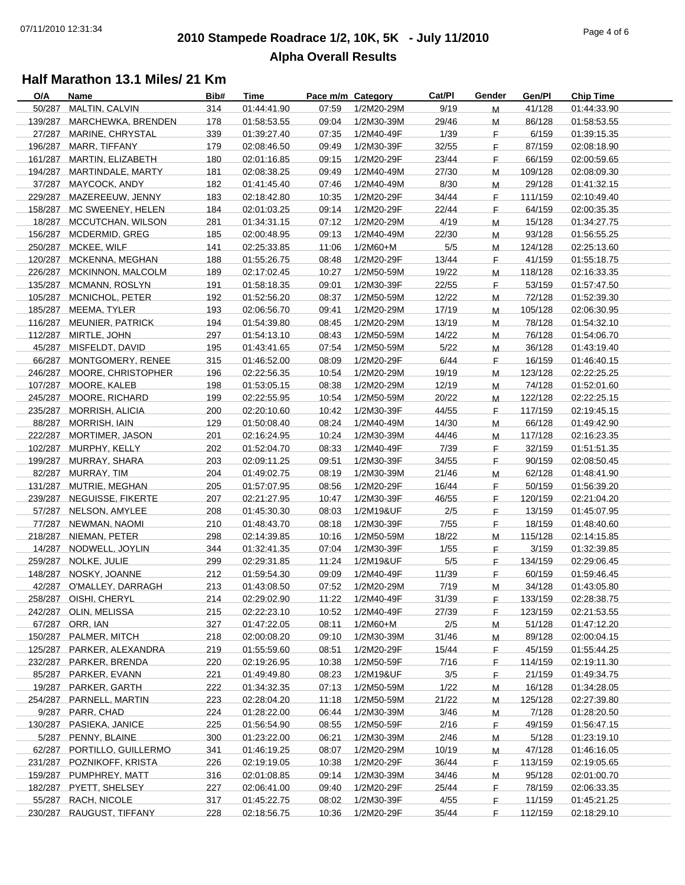# 2010 Stampede Roadrace 1/2, 10K, 5K - July 11/2010

## Alpha Overall Results

### Half Marathon 13.1 Miles/ 21 Km

| O/A | Name | Bib# | Time | Pace m/m | Category | Cat/Pl | Gender | Gen/Pl | Chip Time |
|---|---|---|---|---|---|---|---|---|---|
| 50/287 | MALTIN, CALVIN | 314 | 01:44:41.90 | 07:59 | 1/2M20-29M | 9/19 | M | 41/128 | 01:44:33.90 |
| 139/287 | MARCHEWKA, BRENDEN | 178 | 01:58:53.55 | 09:04 | 1/2M30-39M | 29/46 | M | 86/128 | 01:58:53.55 |
| 27/287 | MARINE, CHRYSTAL | 339 | 01:39:27.40 | 07:35 | 1/2M40-49F | 1/39 | F | 6/159 | 01:39:15.35 |
| 196/287 | MARR, TIFFANY | 179 | 02:08:46.50 | 09:49 | 1/2M30-39F | 32/55 | F | 87/159 | 02:08:18.90 |
| 161/287 | MARTIN, ELIZABETH | 180 | 02:01:16.85 | 09:15 | 1/2M20-29F | 23/44 | F | 66/159 | 02:00:59.65 |
| 194/287 | MARTINDALE, MARTY | 181 | 02:08:38.25 | 09:49 | 1/2M40-49M | 27/30 | M | 109/128 | 02:08:09.30 |
| 37/287 | MAYCOCK, ANDY | 182 | 01:41:45.40 | 07:46 | 1/2M40-49M | 8/30 | M | 29/128 | 01:41:32.15 |
| 229/287 | MAZEREEUW, JENNY | 183 | 02:18:42.80 | 10:35 | 1/2M20-29F | 34/44 | F | 111/159 | 02:10:49.40 |
| 158/287 | MC SWEENEY, HELEN | 184 | 02:01:03.25 | 09:14 | 1/2M20-29F | 22/44 | F | 64/159 | 02:00:35.35 |
| 18/287 | MCCUTCHAN, WILSON | 281 | 01:34:31.15 | 07:12 | 1/2M20-29M | 4/19 | M | 15/128 | 01:34:27.75 |
| 156/287 | MCDERMID, GREG | 185 | 02:00:48.95 | 09:13 | 1/2M40-49M | 22/30 | M | 93/128 | 01:56:55.25 |
| 250/287 | MCKEE, WILF | 141 | 02:25:33.85 | 11:06 | 1/2M60+M | 5/5 | M | 124/128 | 02:25:13.60 |
| 120/287 | MCKENNA, MEGHAN | 188 | 01:55:26.75 | 08:48 | 1/2M20-29F | 13/44 | F | 41/159 | 01:55:18.75 |
| 226/287 | MCKINNON, MALCOLM | 189 | 02:17:02.45 | 10:27 | 1/2M50-59M | 19/22 | M | 118/128 | 02:16:33.35 |
| 135/287 | MCMANN, ROSLYN | 191 | 01:58:18.35 | 09:01 | 1/2M30-39F | 22/55 | F | 53/159 | 01:57:47.50 |
| 105/287 | MCNICHOL, PETER | 192 | 01:52:56.20 | 08:37 | 1/2M50-59M | 12/22 | M | 72/128 | 01:52:39.30 |
| 185/287 | MEEMA, TYLER | 193 | 02:06:56.70 | 09:41 | 1/2M20-29M | 17/19 | M | 105/128 | 02:06:30.95 |
| 116/287 | MEUNIER, PATRICK | 194 | 01:54:39.80 | 08:45 | 1/2M20-29M | 13/19 | M | 78/128 | 01:54:32.10 |
| 112/287 | MIRTLE, JOHN | 297 | 01:54:13.10 | 08:43 | 1/2M50-59M | 14/22 | M | 76/128 | 01:54:06.70 |
| 45/287 | MISFELDT, DAVID | 195 | 01:43:41.65 | 07:54 | 1/2M50-59M | 5/22 | M | 36/128 | 01:43:19.40 |
| 66/287 | MONTGOMERY, RENEE | 315 | 01:46:52.00 | 08:09 | 1/2M20-29F | 6/44 | F | 16/159 | 01:46:40.15 |
| 246/287 | MOORE, CHRISTOPHER | 196 | 02:22:56.35 | 10:54 | 1/2M20-29M | 19/19 | M | 123/128 | 02:22:25.25 |
| 107/287 | MOORE, KALEB | 198 | 01:53:05.15 | 08:38 | 1/2M20-29M | 12/19 | M | 74/128 | 01:52:01.60 |
| 245/287 | MOORE, RICHARD | 199 | 02:22:55.95 | 10:54 | 1/2M50-59M | 20/22 | M | 122/128 | 02:22:25.15 |
| 235/287 | MORRISH, ALICIA | 200 | 02:20:10.60 | 10:42 | 1/2M30-39F | 44/55 | F | 117/159 | 02:19:45.15 |
| 88/287 | MORRISH, IAIN | 129 | 01:50:08.40 | 08:24 | 1/2M40-49M | 14/30 | M | 66/128 | 01:49:42.90 |
| 222/287 | MORTIMER, JASON | 201 | 02:16:24.95 | 10:24 | 1/2M30-39M | 44/46 | M | 117/128 | 02:16:23.35 |
| 102/287 | MURPHY, KELLY | 202 | 01:52:04.70 | 08:33 | 1/2M40-49F | 7/39 | F | 32/159 | 01:51:51.35 |
| 199/287 | MURRAY, SHARA | 203 | 02:09:11.25 | 09:51 | 1/2M30-39F | 34/55 | F | 90/159 | 02:08:50.45 |
| 82/287 | MURRAY, TIM | 204 | 01:49:02.75 | 08:19 | 1/2M30-39M | 21/46 | M | 62/128 | 01:48:41.90 |
| 131/287 | MUTRIE, MEGHAN | 205 | 01:57:07.95 | 08:56 | 1/2M20-29F | 16/44 | F | 50/159 | 01:56:39.20 |
| 239/287 | NEGUISSE, FIKERTE | 207 | 02:21:27.95 | 10:47 | 1/2M30-39F | 46/55 | F | 120/159 | 02:21:04.20 |
| 57/287 | NELSON, AMYLEE | 208 | 01:45:30.30 | 08:03 | 1/2M19&UF | 2/5 | F | 13/159 | 01:45:07.95 |
| 77/287 | NEWMAN, NAOMI | 210 | 01:48:43.70 | 08:18 | 1/2M30-39F | 7/55 | F | 18/159 | 01:48:40.60 |
| 218/287 | NIEMAN, PETER | 298 | 02:14:39.85 | 10:16 | 1/2M50-59M | 18/22 | M | 115/128 | 02:14:15.85 |
| 14/287 | NODWELL, JOYLIN | 344 | 01:32:41.35 | 07:04 | 1/2M30-39F | 1/55 | F | 3/159 | 01:32:39.85 |
| 259/287 | NOLKE, JULIE | 299 | 02:29:31.85 | 11:24 | 1/2M19&UF | 5/5 | F | 134/159 | 02:29:06.45 |
| 148/287 | NOSKY, JOANNE | 212 | 01:59:54.30 | 09:09 | 1/2M40-49F | 11/39 | F | 60/159 | 01:59:46.45 |
| 42/287 | O'MALLEY, DARRAGH | 213 | 01:43:08.50 | 07:52 | 1/2M20-29M | 7/19 | M | 34/128 | 01:43:05.80 |
| 258/287 | OISHI, CHERYL | 214 | 02:29:02.90 | 11:22 | 1/2M40-49F | 31/39 | F | 133/159 | 02:28:38.75 |
| 242/287 | OLIN, MELISSA | 215 | 02:22:23.10 | 10:52 | 1/2M40-49F | 27/39 | F | 123/159 | 02:21:53.55 |
| 67/287 | ORR, IAN | 327 | 01:47:22.05 | 08:11 | 1/2M60+M | 2/5 | M | 51/128 | 01:47:12.20 |
| 150/287 | PALMER, MITCH | 218 | 02:00:08.20 | 09:10 | 1/2M30-39M | 31/46 | M | 89/128 | 02:00:04.15 |
| 125/287 | PARKER, ALEXANDRA | 219 | 01:55:59.60 | 08:51 | 1/2M20-29F | 15/44 | F | 45/159 | 01:55:44.25 |
| 232/287 | PARKER, BRENDA | 220 | 02:19:26.95 | 10:38 | 1/2M50-59F | 7/16 | F | 114/159 | 02:19:11.30 |
| 85/287 | PARKER, EVANN | 221 | 01:49:49.80 | 08:23 | 1/2M19&UF | 3/5 | F | 21/159 | 01:49:34.75 |
| 19/287 | PARKER, GARTH | 222 | 01:34:32.35 | 07:13 | 1/2M50-59M | 1/22 | M | 16/128 | 01:34:28.05 |
| 254/287 | PARNELL, MARTIN | 223 | 02:28:04.20 | 11:18 | 1/2M50-59M | 21/22 | M | 125/128 | 02:27:39.80 |
| 9/287 | PARR, CHAD | 224 | 01:28:22.00 | 06:44 | 1/2M30-39M | 3/46 | M | 7/128 | 01:28:20.50 |
| 130/287 | PASIEKA, JANICE | 225 | 01:56:54.90 | 08:55 | 1/2M50-59F | 2/16 | F | 49/159 | 01:56:47.15 |
| 5/287 | PENNY, BLAINE | 300 | 01:23:22.00 | 06:21 | 1/2M30-39M | 2/46 | M | 5/128 | 01:23:19.10 |
| 62/287 | PORTILLO, GUILLERMO | 341 | 01:46:19.25 | 08:07 | 1/2M20-29M | 10/19 | M | 47/128 | 01:46:16.05 |
| 231/287 | POZNIKOFF, KRISTA | 226 | 02:19:19.05 | 10:38 | 1/2M20-29F | 36/44 | F | 113/159 | 02:19:05.65 |
| 159/287 | PUMPHREY, MATT | 316 | 02:01:08.85 | 09:14 | 1/2M30-39M | 34/46 | M | 95/128 | 02:01:00.70 |
| 182/287 | PYETT, SHELSEY | 227 | 02:06:41.00 | 09:40 | 1/2M20-29F | 25/44 | F | 78/159 | 02:06:33.35 |
| 55/287 | RACH, NICOLE | 317 | 01:45:22.75 | 08:02 | 1/2M30-39F | 4/55 | F | 11/159 | 01:45:21.25 |
| 230/287 | RAUGUST, TIFFANY | 228 | 02:18:56.75 | 10:36 | 1/2M20-29F | 35/44 | F | 112/159 | 02:18:29.10 |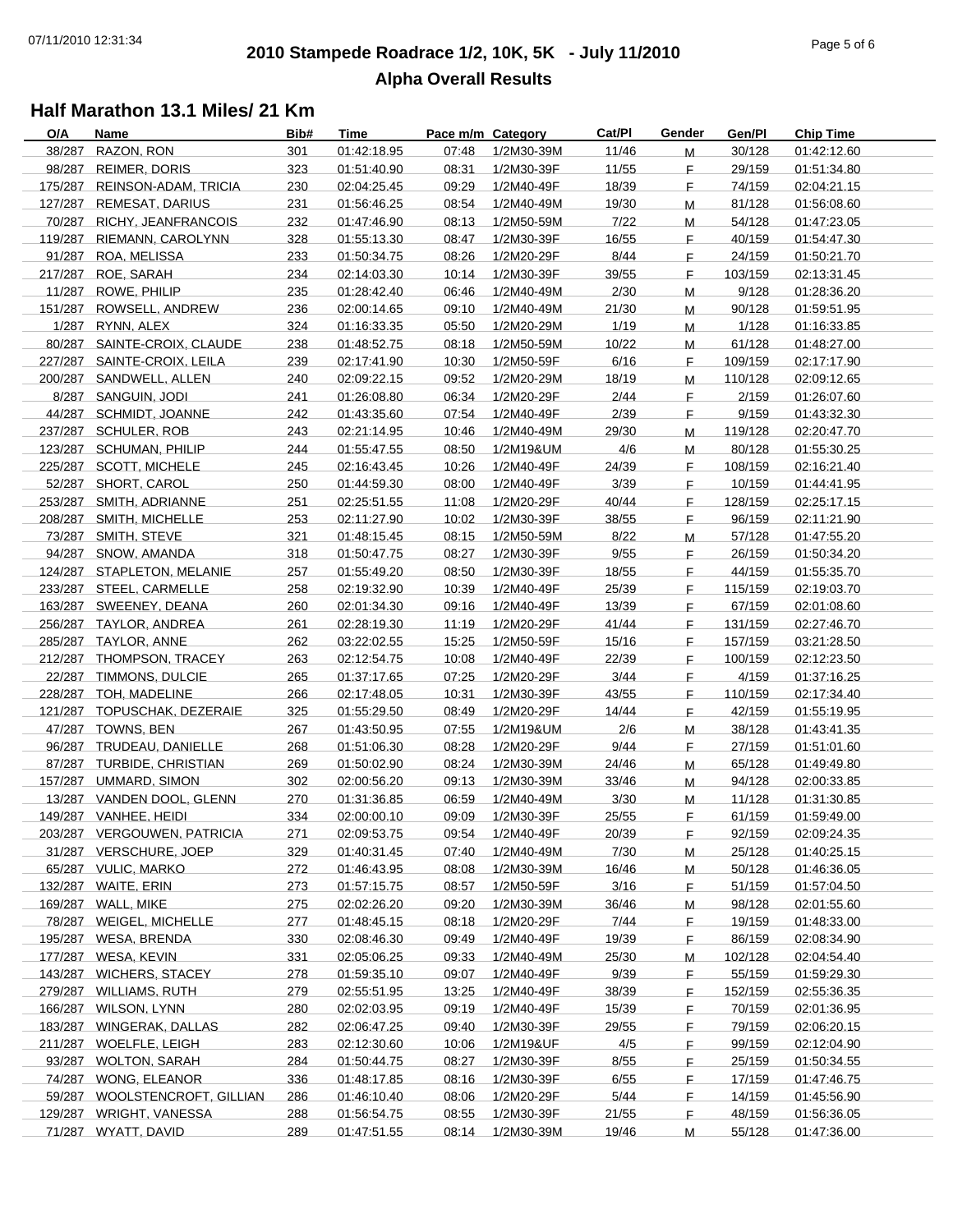## 2010 Stampede Roadrace 1/2, 10K, 5K - July 11/2010

## Alpha Overall Results

### Half Marathon 13.1 Miles/ 21 Km

| O/A | Name | Bib# | Time | Pace m/m | Category | Cat/Pl | Gender | Gen/Pl | Chip Time |
|---|---|---|---|---|---|---|---|---|---|
| 38/287 | RAZON, RON | 301 | 01:42:18.95 | 07:48 | 1/2M30-39M | 11/46 | M | 30/128 | 01:42:12.60 |
| 98/287 | REIMER, DORIS | 323 | 01:51:40.90 | 08:31 | 1/2M30-39F | 11/55 | F | 29/159 | 01:51:34.80 |
| 175/287 | REINSON-ADAM, TRICIA | 230 | 02:04:25.45 | 09:29 | 1/2M40-49F | 18/39 | F | 74/159 | 02:04:21.15 |
| 127/287 | REMESAT, DARIUS | 231 | 01:56:46.25 | 08:54 | 1/2M40-49M | 19/30 | M | 81/128 | 01:56:08.60 |
| 70/287 | RICHY, JEANFRANCOIS | 232 | 01:47:46.90 | 08:13 | 1/2M50-59M | 7/22 | M | 54/128 | 01:47:23.05 |
| 119/287 | RIEMANN, CAROLYNN | 328 | 01:55:13.30 | 08:47 | 1/2M30-39F | 16/55 | F | 40/159 | 01:54:47.30 |
| 91/287 | ROA, MELISSA | 233 | 01:50:34.75 | 08:26 | 1/2M20-29F | 8/44 | F | 24/159 | 01:50:21.70 |
| 217/287 | ROE, SARAH | 234 | 02:14:03.30 | 10:14 | 1/2M30-39F | 39/55 | F | 103/159 | 02:13:31.45 |
| 11/287 | ROWE, PHILIP | 235 | 01:28:42.40 | 06:46 | 1/2M40-49M | 2/30 | M | 9/128 | 01:28:36.20 |
| 151/287 | ROWSELL, ANDREW | 236 | 02:00:14.65 | 09:10 | 1/2M40-49M | 21/30 | M | 90/128 | 01:59:51.95 |
| 1/287 | RYNN, ALEX | 324 | 01:16:33.35 | 05:50 | 1/2M20-29M | 1/19 | M | 1/128 | 01:16:33.85 |
| 80/287 | SAINTE-CROIX, CLAUDE | 238 | 01:48:52.75 | 08:18 | 1/2M50-59M | 10/22 | M | 61/128 | 01:48:27.00 |
| 227/287 | SAINTE-CROIX, LEILA | 239 | 02:17:41.90 | 10:30 | 1/2M50-59F | 6/16 | F | 109/159 | 02:17:17.90 |
| 200/287 | SANDWELL, ALLEN | 240 | 02:09:22.15 | 09:52 | 1/2M20-29M | 18/19 | M | 110/128 | 02:09:12.65 |
| 8/287 | SANGUIN, JODI | 241 | 01:26:08.80 | 06:34 | 1/2M20-29F | 2/44 | F | 2/159 | 01:26:07.60 |
| 44/287 | SCHMIDT, JOANNE | 242 | 01:43:35.60 | 07:54 | 1/2M40-49F | 2/39 | F | 9/159 | 01:43:32.30 |
| 237/287 | SCHULER, ROB | 243 | 02:21:14.95 | 10:46 | 1/2M40-49M | 29/30 | M | 119/128 | 02:20:47.70 |
| 123/287 | SCHUMAN, PHILIP | 244 | 01:55:47.55 | 08:50 | 1/2M19&UM | 4/6 | M | 80/128 | 01:55:30.25 |
| 225/287 | SCOTT, MICHELE | 245 | 02:16:43.45 | 10:26 | 1/2M40-49F | 24/39 | F | 108/159 | 02:16:21.40 |
| 52/287 | SHORT, CAROL | 250 | 01:44:59.30 | 08:00 | 1/2M40-49F | 3/39 | F | 10/159 | 01:44:41.95 |
| 253/287 | SMITH, ADRIANNE | 251 | 02:25:51.55 | 11:08 | 1/2M20-29F | 40/44 | F | 128/159 | 02:25:17.15 |
| 208/287 | SMITH, MICHELLE | 253 | 02:11:27.90 | 10:02 | 1/2M30-39F | 38/55 | F | 96/159 | 02:11:21.90 |
| 73/287 | SMITH, STEVE | 321 | 01:48:15.45 | 08:15 | 1/2M50-59M | 8/22 | M | 57/128 | 01:47:55.20 |
| 94/287 | SNOW, AMANDA | 318 | 01:50:47.75 | 08:27 | 1/2M30-39F | 9/55 | F | 26/159 | 01:50:34.20 |
| 124/287 | STAPLETON, MELANIE | 257 | 01:55:49.20 | 08:50 | 1/2M30-39F | 18/55 | F | 44/159 | 01:55:35.70 |
| 233/287 | STEEL, CARMELLE | 258 | 02:19:32.90 | 10:39 | 1/2M40-49F | 25/39 | F | 115/159 | 02:19:03.70 |
| 163/287 | SWEENEY, DEANA | 260 | 02:01:34.30 | 09:16 | 1/2M40-49F | 13/39 | F | 67/159 | 02:01:08.60 |
| 256/287 | TAYLOR, ANDREA | 261 | 02:28:19.30 | 11:19 | 1/2M20-29F | 41/44 | F | 131/159 | 02:27:46.70 |
| 285/287 | TAYLOR, ANNE | 262 | 03:22:02.55 | 15:25 | 1/2M50-59F | 15/16 | F | 157/159 | 03:21:28.50 |
| 212/287 | THOMPSON, TRACEY | 263 | 02:12:54.75 | 10:08 | 1/2M40-49F | 22/39 | F | 100/159 | 02:12:23.50 |
| 22/287 | TIMMONS, DULCIE | 265 | 01:37:17.65 | 07:25 | 1/2M20-29F | 3/44 | F | 4/159 | 01:37:16.25 |
| 228/287 | TOH, MADELINE | 266 | 02:17:48.05 | 10:31 | 1/2M30-39F | 43/55 | F | 110/159 | 02:17:34.40 |
| 121/287 | TOPUSCHAK, DEZERAIE | 325 | 01:55:29.50 | 08:49 | 1/2M20-29F | 14/44 | F | 42/159 | 01:55:19.95 |
| 47/287 | TOWNS, BEN | 267 | 01:43:50.95 | 07:55 | 1/2M19&UM | 2/6 | M | 38/128 | 01:43:41.35 |
| 96/287 | TRUDEAU, DANIELLE | 268 | 01:51:06.30 | 08:28 | 1/2M20-29F | 9/44 | F | 27/159 | 01:51:01.60 |
| 87/287 | TURBIDE, CHRISTIAN | 269 | 01:50:02.90 | 08:24 | 1/2M30-39M | 24/46 | M | 65/128 | 01:49:49.80 |
| 157/287 | UMMARD, SIMON | 302 | 02:00:56.20 | 09:13 | 1/2M30-39M | 33/46 | M | 94/128 | 02:00:33.85 |
| 13/287 | VANDEN DOOL, GLENN | 270 | 01:31:36.85 | 06:59 | 1/2M40-49M | 3/30 | M | 11/128 | 01:31:30.85 |
| 149/287 | VANHEE, HEIDI | 334 | 02:00:00.10 | 09:09 | 1/2M30-39F | 25/55 | F | 61/159 | 01:59:49.00 |
| 203/287 | VERGOUWEN, PATRICIA | 271 | 02:09:53.75 | 09:54 | 1/2M40-49F | 20/39 | F | 92/159 | 02:09:24.35 |
| 31/287 | VERSCHURE, JOEP | 329 | 01:40:31.45 | 07:40 | 1/2M40-49M | 7/30 | M | 25/128 | 01:40:25.15 |
| 65/287 | VULIC, MARKO | 272 | 01:46:43.95 | 08:08 | 1/2M30-39M | 16/46 | M | 50/128 | 01:46:36.05 |
| 132/287 | WAITE, ERIN | 273 | 01:57:15.75 | 08:57 | 1/2M50-59F | 3/16 | F | 51/159 | 01:57:04.50 |
| 169/287 | WALL, MIKE | 275 | 02:02:26.20 | 09:20 | 1/2M30-39M | 36/46 | M | 98/128 | 02:01:55.60 |
| 78/287 | WEIGEL, MICHELLE | 277 | 01:48:45.15 | 08:18 | 1/2M20-29F | 7/44 | F | 19/159 | 01:48:33.00 |
| 195/287 | WESA, BRENDA | 330 | 02:08:46.30 | 09:49 | 1/2M40-49F | 19/39 | F | 86/159 | 02:08:34.90 |
| 177/287 | WESA, KEVIN | 331 | 02:05:06.25 | 09:33 | 1/2M40-49M | 25/30 | M | 102/128 | 02:04:54.40 |
| 143/287 | WICHERS, STACEY | 278 | 01:59:35.10 | 09:07 | 1/2M40-49F | 9/39 | F | 55/159 | 01:59:29.30 |
| 279/287 | WILLIAMS, RUTH | 279 | 02:55:51.95 | 13:25 | 1/2M40-49F | 38/39 | F | 152/159 | 02:55:36.35 |
| 166/287 | WILSON, LYNN | 280 | 02:02:03.95 | 09:19 | 1/2M40-49F | 15/39 | F | 70/159 | 02:01:36.95 |
| 183/287 | WINGERAK, DALLAS | 282 | 02:06:47.25 | 09:40 | 1/2M30-39F | 29/55 | F | 79/159 | 02:06:20.15 |
| 211/287 | WOELFLE, LEIGH | 283 | 02:12:30.60 | 10:06 | 1/2M19&UF | 4/5 | F | 99/159 | 02:12:04.90 |
| 93/287 | WOLTON, SARAH | 284 | 01:50:44.75 | 08:27 | 1/2M30-39F | 8/55 | F | 25/159 | 01:50:34.55 |
| 74/287 | WONG, ELEANOR | 336 | 01:48:17.85 | 08:16 | 1/2M30-39F | 6/55 | F | 17/159 | 01:47:46.75 |
| 59/287 | WOOLSTENCROFT, GILLIAN | 286 | 01:46:10.40 | 08:06 | 1/2M20-29F | 5/44 | F | 14/159 | 01:45:56.90 |
| 129/287 | WRIGHT, VANESSA | 288 | 01:56:54.75 | 08:55 | 1/2M30-39F | 21/55 | F | 48/159 | 01:56:36.05 |
| 71/287 | WYATT, DAVID | 289 | 01:47:51.55 | 08:14 | 1/2M30-39M | 19/46 | M | 55/128 | 01:47:36.00 |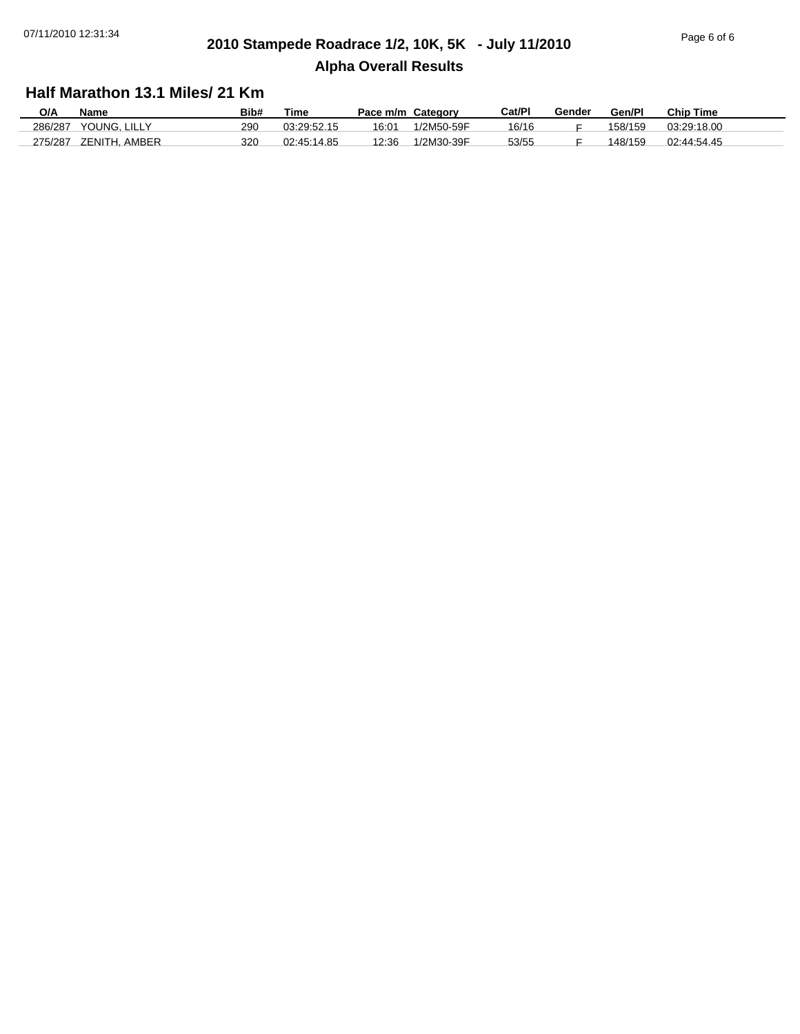# 2010 Stampede Roadrace 1/2, 10K, 5K - July 11/2010

## Alpha Overall Results

### Half Marathon 13.1 Miles/ 21 Km

| O/A | Name | Bib# | Time | Pace m/m | Category | Cat/Pl | Gender | Gen/Pl | Chip Time |
|---|---|---|---|---|---|---|---|---|---|
| 286/287 | YOUNG, LILLY | 290 | 03:29:52.15 | 16:01 | 1/2M50-59F | 16/16 | F | 158/159 | 03:29:18.00 |
| 275/287 | ZENITH, AMBER | 320 | 02:45:14.85 | 12:36 | 1/2M30-39F | 53/55 | F | 148/159 | 02:44:54.45 |